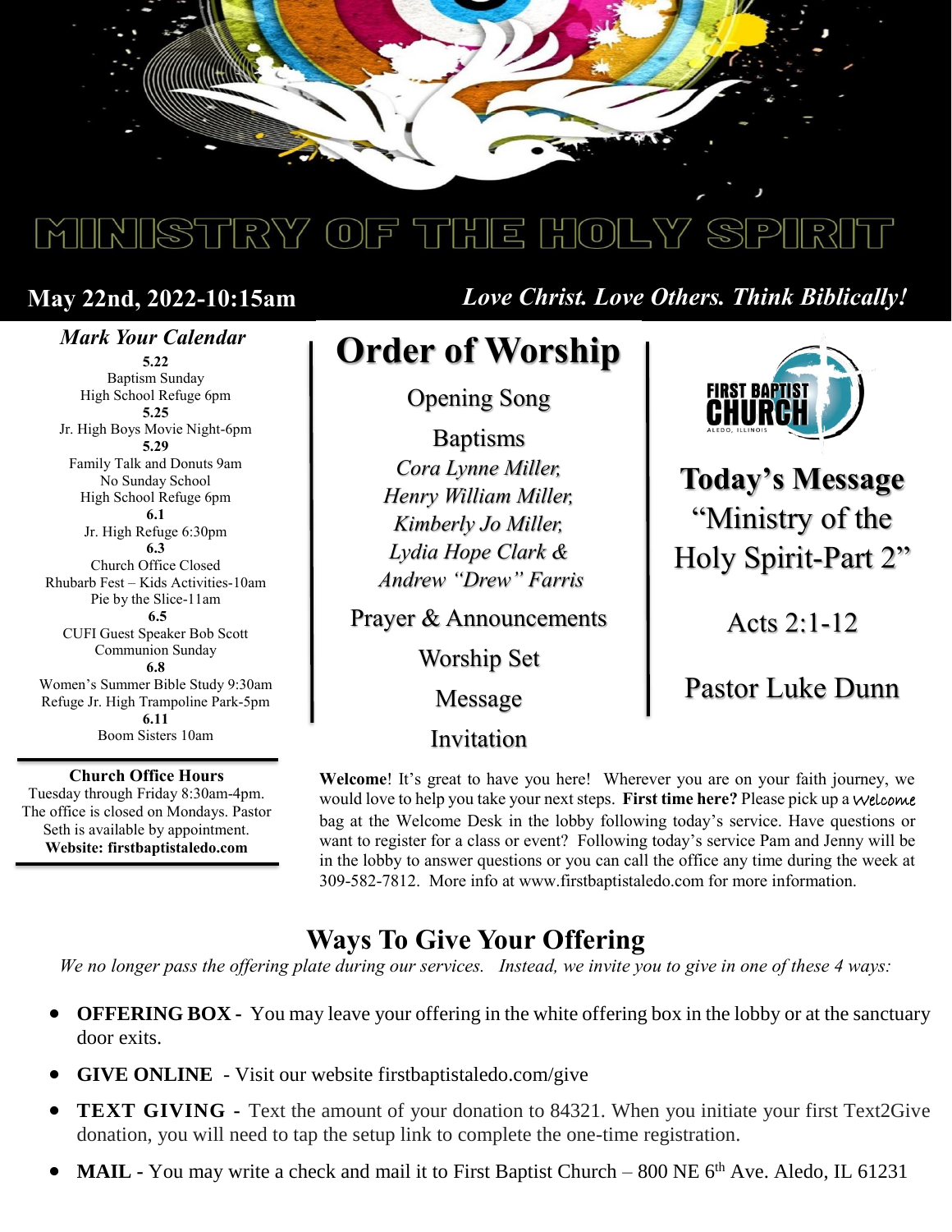# MINISTRY OF THE HOLY SPIRIT

**May 22nd, 2022-10:15am**

***Love Christ. Love Others. Think Biblically!***

### *Mark Your Calendar*

**5.22**
Baptism Sunday
High School Refuge 6pm

**5.25**
Jr. High Boys Movie Night-6pm

**5.29**
Family Talk and Donuts 9am
No Sunday School
High School Refuge 6pm

**6.1**
Jr. High Refuge 6:30pm

**6.3**
Church Office Closed
Rhubarb Fest – Kids Activities-10am
Pie by the Slice-11am

**6.5**
CUFI Guest Speaker Bob Scott
Communion Sunday

**6.8**
Women's Summer Bible Study 9:30am
Refuge Jr. High Trampoline Park-5pm

**6.11**
Boom Sisters 10am

**Church Office Hours**
Tuesday through Friday 8:30am-4pm. The office is closed on Mondays. Pastor Seth is available by appointment.
**Website: firstbaptistaledo.com**

## Order of Worship

Opening Song

Baptisms
*Cora Lynne Miller,*
*Henry William Miller,*
*Kimberly Jo Miller,*
*Lydia Hope Clark &*
*Andrew "Drew" Farris*

Prayer & Announcements

Worship Set

Message

Invitation

FIRST BAPTIST CHURCH
ALEDO, ILLINOIS

## Today's Message

"Ministry of the Holy Spirit-Part 2"

Acts 2:1-12

Pastor Luke Dunn

**Welcome**! It's great to have you here! Wherever you are on your faith journey, we would love to help you take your next steps. **First time here?** Please pick up a Welcome bag at the Welcome Desk in the lobby following today's service. Have questions or want to register for a class or event? Following today's service Pam and Jenny will be in the lobby to answer questions or you can call the office any time during the week at 309-582-7812. More info at www.firstbaptistaledo.com for more information.

## Ways To Give Your Offering

*We no longer pass the offering plate during our services. Instead, we invite you to give in one of these 4 ways:*

- **OFFERING BOX -** You may leave your offering in the white offering box in the lobby or at the sanctuary door exits.
- **GIVE ONLINE** - Visit our website firstbaptistaledo.com/give
- **TEXT GIVING -** Text the amount of your donation to 84321. When you initiate your first Text2Give donation, you will need to tap the setup link to complete the one-time registration.
- **MAIL -** You may write a check and mail it to First Baptist Church – 800 NE 6th Ave. Aledo, IL 61231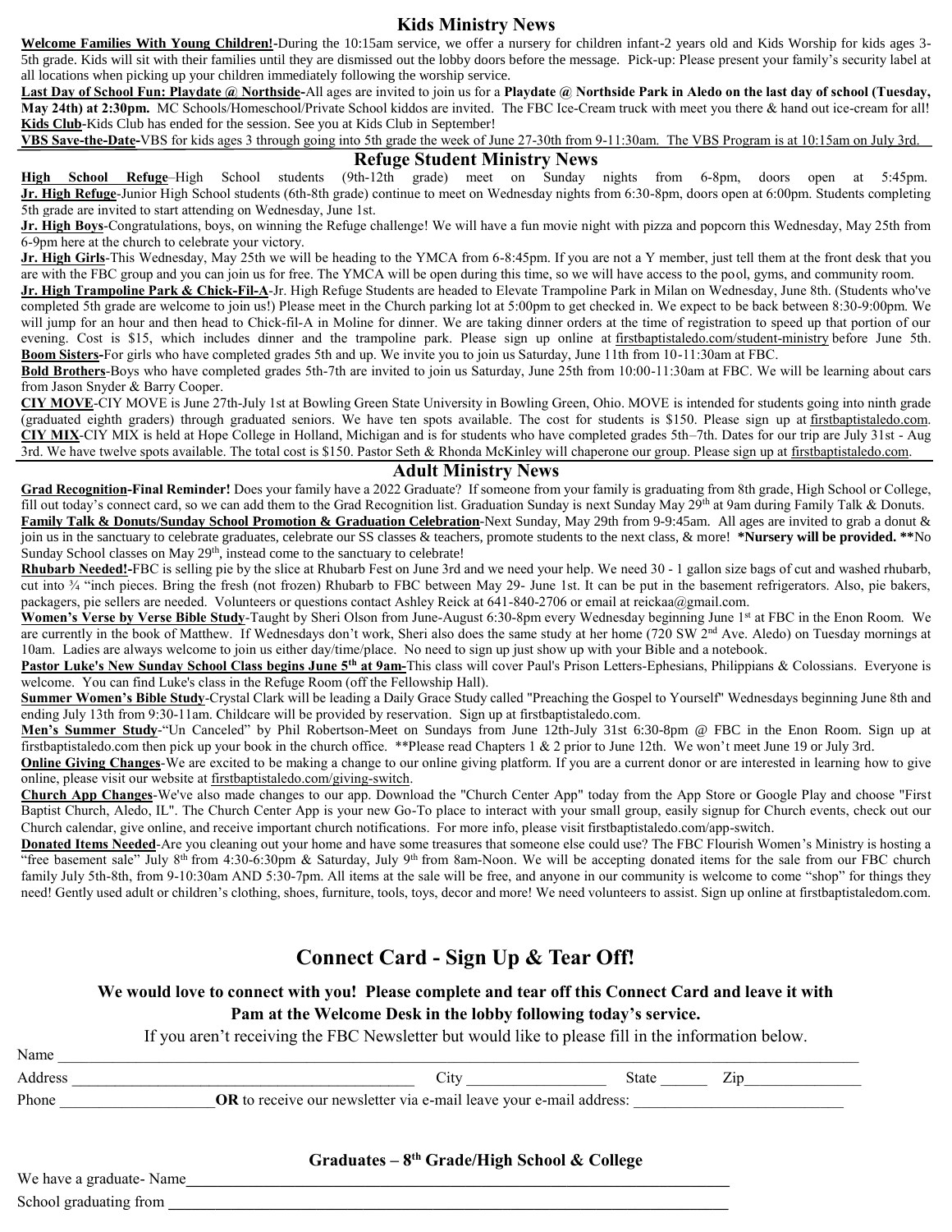## Kids Ministry News

**Welcome Families With Young Children!**-During the 10:15am service, we offer a nursery for children infant-2 years old and Kids Worship for kids ages 3-5th grade. Kids will sit with their families until they are dismissed out the lobby doors before the message. Pick-up: Please present your family's security label at all locations when picking up your children immediately following the worship service.

**Last Day of School Fun: Playdate @ Northside**-All ages are invited to join us for a **Playdate @ Northside Park in Aledo on the last day of school (Tuesday, May 24th) at 2:30pm.** MC Schools/Homeschool/Private School kiddos are invited. The FBC Ice-Cream truck with meet you there & hand out ice-cream for all!

**Kids Club**-Kids Club has ended for the session. See you at Kids Club in September!

**VBS Save-the-Date**-VBS for kids ages 3 through going into 5th grade the week of June 27-30th from 9-11:30am. The VBS Program is at 10:15am on July 3rd.

## Refuge Student Ministry News

**High School Refuge**–High School students (9th-12th grade) meet on Sunday nights from 6-8pm, doors open at 5:45pm.

**Jr. High Refuge**-Junior High School students (6th-8th grade) continue to meet on Wednesday nights from 6:30-8pm, doors open at 6:00pm. Students completing 5th grade are invited to start attending on Wednesday, June 1st.

**Jr. High Boys**-Congratulations, boys, on winning the Refuge challenge! We will have a fun movie night with pizza and popcorn this Wednesday, May 25th from 6-9pm here at the church to celebrate your victory.

**Jr. High Girls**-This Wednesday, May 25th we will be heading to the YMCA from 6-8:45pm. If you are not a Y member, just tell them at the front desk that you are with the FBC group and you can join us for free. The YMCA will be open during this time, so we will have access to the pool, gyms, and community room.

**Jr. High Trampoline Park & Chick-Fil-A**-Jr. High Refuge Students are headed to Elevate Trampoline Park in Milan on Wednesday, June 8th. (Students who've completed 5th grade are welcome to join us!) Please meet in the Church parking lot at 5:00pm to get checked in. We expect to be back between 8:30-9:00pm. We will jump for an hour and then head to Chick-fil-A in Moline for dinner. We are taking dinner orders at the time of registration to speed up that portion of our evening. Cost is $15, which includes dinner and the trampoline park. Please sign up online at firstbaptistaledo.com/student-ministry before June 5th.

**Boom Sisters**-For girls who have completed grades 5th and up. We invite you to join us Saturday, June 11th from 10-11:30am at FBC.

**Bold Brothers**-Boys who have completed grades 5th-7th are invited to join us Saturday, June 25th from 10:00-11:30am at FBC. We will be learning about cars from Jason Snyder & Barry Cooper.

**CIY MOVE**-CIY MOVE is June 27th-July 1st at Bowling Green State University in Bowling Green, Ohio. MOVE is intended for students going into ninth grade (graduated eighth graders) through graduated seniors. We have ten spots available. The cost for students is $150. Please sign up at firstbaptistaledo.com.

**CIY MIX**-CIY MIX is held at Hope College in Holland, Michigan and is for students who have completed grades 5th–7th. Dates for our trip are July 31st - Aug 3rd. We have twelve spots available. The total cost is $150. Pastor Seth & Rhonda McKinley will chaperone our group. Please sign up at firstbaptistaledo.com.

## Adult Ministry News

**Grad Recognition-Final Reminder!** Does your family have a 2022 Graduate? If someone from your family is graduating from 8th grade, High School or College, fill out today's connect card, so we can add them to the Grad Recognition list. Graduation Sunday is next Sunday May 29th at 9am during Family Talk & Donuts.

**Family Talk & Donuts/Sunday School Promotion & Graduation Celebration**-Next Sunday, May 29th from 9-9:45am. All ages are invited to grab a donut & join us in the sanctuary to celebrate graduates, celebrate our SS classes & teachers, promote students to the next class, & more! **\*Nursery will be provided. \*\***No Sunday School classes on May 29th, instead come to the sanctuary to celebrate!

**Rhubarb Needed!**-FBC is selling pie by the slice at Rhubarb Fest on June 3rd and we need your help. We need 30 - 1 gallon size bags of cut and washed rhubarb, cut into ¾ "inch pieces. Bring the fresh (not frozen) Rhubarb to FBC between May 29- June 1st. It can be put in the basement refrigerators. Also, pie bakers, packagers, pie sellers are needed. Volunteers or questions contact Ashley Reick at 641-840-2706 or email at reickaa@gmail.com.

**Women's Verse by Verse Bible Study**-Taught by Sheri Olson from June-August 6:30-8pm every Wednesday beginning June 1st at FBC in the Enon Room. We are currently in the book of Matthew. If Wednesdays don't work, Sheri also does the same study at her home (720 SW 2nd Ave. Aledo) on Tuesday mornings at 10am. Ladies are always welcome to join us either day/time/place. No need to sign up just show up with your Bible and a notebook.

**Pastor Luke's New Sunday School Class begins June 5th at 9am**-This class will cover Paul's Prison Letters-Ephesians, Philippians & Colossians. Everyone is welcome. You can find Luke's class in the Refuge Room (off the Fellowship Hall).

**Summer Women's Bible Study**-Crystal Clark will be leading a Daily Grace Study called "Preaching the Gospel to Yourself" Wednesdays beginning June 8th and ending July 13th from 9:30-11am. Childcare will be provided by reservation. Sign up at firstbaptistaledo.com.

**Men's Summer Study**-"Un Canceled" by Phil Robertson-Meet on Sundays from June 12th-July 31st 6:30-8pm @ FBC in the Enon Room. Sign up at firstbaptistaledo.com then pick up your book in the church office. \*\*Please read Chapters 1 & 2 prior to June 12th. We won't meet June 19 or July 3rd.

**Online Giving Changes**-We are excited to be making a change to our online giving platform. If you are a current donor or are interested in learning how to give online, please visit our website at firstbaptistaledo.com/giving-switch.

**Church App Changes**-We've also made changes to our app. Download the "Church Center App" today from the App Store or Google Play and choose "First Baptist Church, Aledo, IL". The Church Center App is your new Go-To place to interact with your small group, easily signup for Church events, check out our Church calendar, give online, and receive important church notifications. For more info, please visit firstbaptistaledo.com/app-switch.

**Donated Items Needed**-Are you cleaning out your home and have some treasures that someone else could use? The FBC Flourish Women's Ministry is hosting a "free basement sale" July 8th from 4:30-6:30pm & Saturday, July 9th from 8am-Noon. We will be accepting donated items for the sale from our FBC church family July 5th-8th, from 9-10:30am AND 5:30-7pm. All items at the sale will be free, and anyone in our community is welcome to come "shop" for things they need! Gently used adult or children's clothing, shoes, furniture, tools, toys, decor and more! We need volunteers to assist. Sign up online at firstbaptistaledom.com.

# Connect Card - Sign Up & Tear Off!

**We would love to connect with you! Please complete and tear off this Connect Card and leave it with Pam at the Welcome Desk in the lobby following today's service.**

If you aren't receiving the FBC Newsletter but would like to please fill in the information below.

Name ______________________________________________

Address ____________________ City ____________ State ______ Zip ____________

Phone ______________ **OR** to receive our newsletter via e-mail leave your e-mail address: ____________________

### Graduates – 8th Grade/High School & College

We have a graduate- Name ______________________________________________

School graduating from ______________________________________________